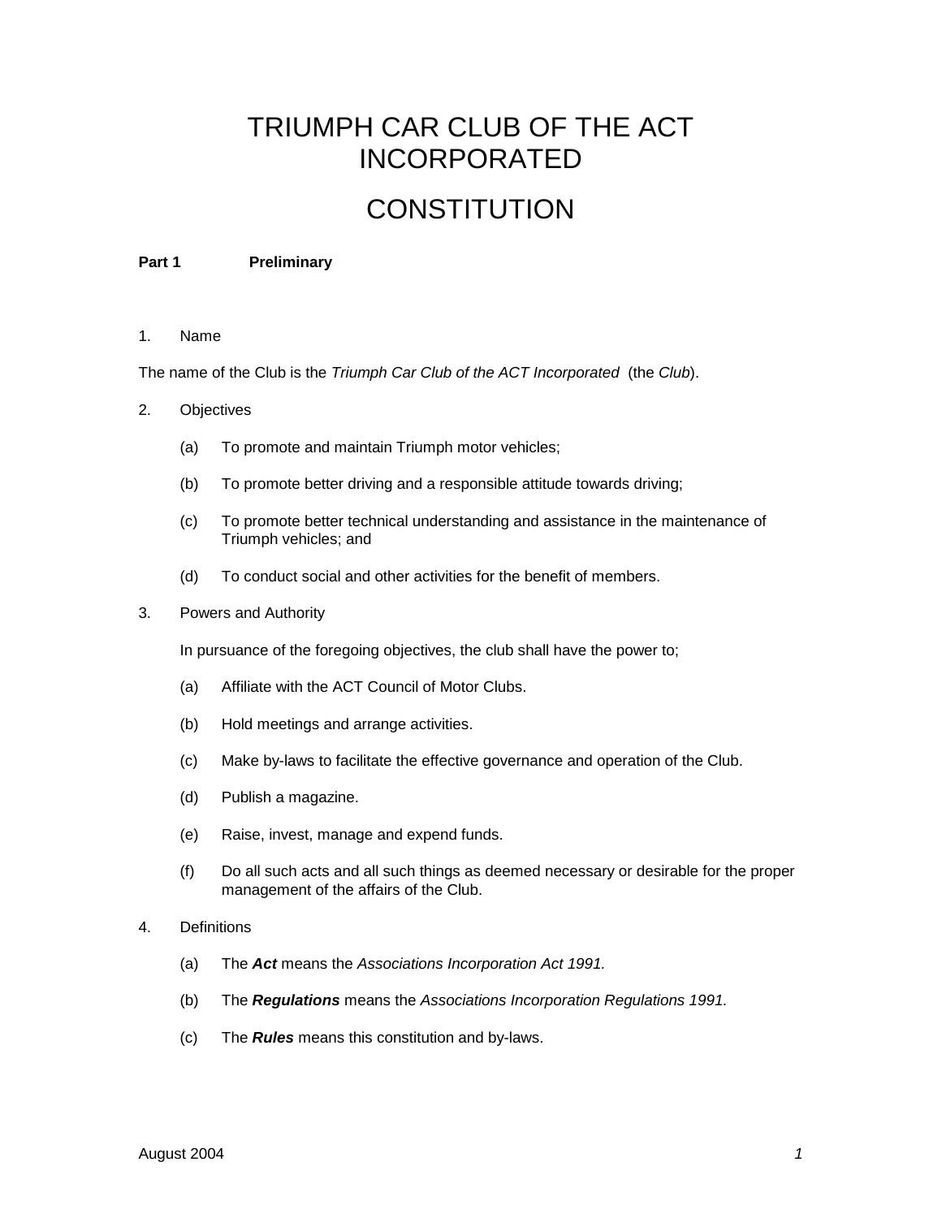# TRIUMPH CAR CLUB OF THE ACT INCORPORATED

# CONSTITUTION

**Part 1 Preliminary**

1. Name

The name of the Club is the *Triumph Car Club of the ACT Incorporated* (the *Club*).

2. Objectives

   (a) To promote and maintain Triumph motor vehicles;

   (b) To promote better driving and a responsible attitude towards driving;

   (c) To promote better technical understanding and assistance in the maintenance of Triumph vehicles; and

   (d) To conduct social and other activities for the benefit of members.

3. Powers and Authority

   In pursuance of the foregoing objectives, the club shall have the power to;

   (a) Affiliate with the ACT Council of Motor Clubs.

   (b) Hold meetings and arrange activities.

   (c) Make by-laws to facilitate the effective governance and operation of the Club.

   (d) Publish a magazine.

   (e) Raise, invest, manage and expend funds.

   (f) Do all such acts and all such things as deemed necessary or desirable for the proper management of the affairs of the Club.

4. Definitions

   (a) The ***Act*** means the *Associations Incorporation Act 1991.*

   (b) The ***Regulations*** means the *Associations Incorporation Regulations 1991.*

   (c) The ***Rules*** means this constitution and by-laws.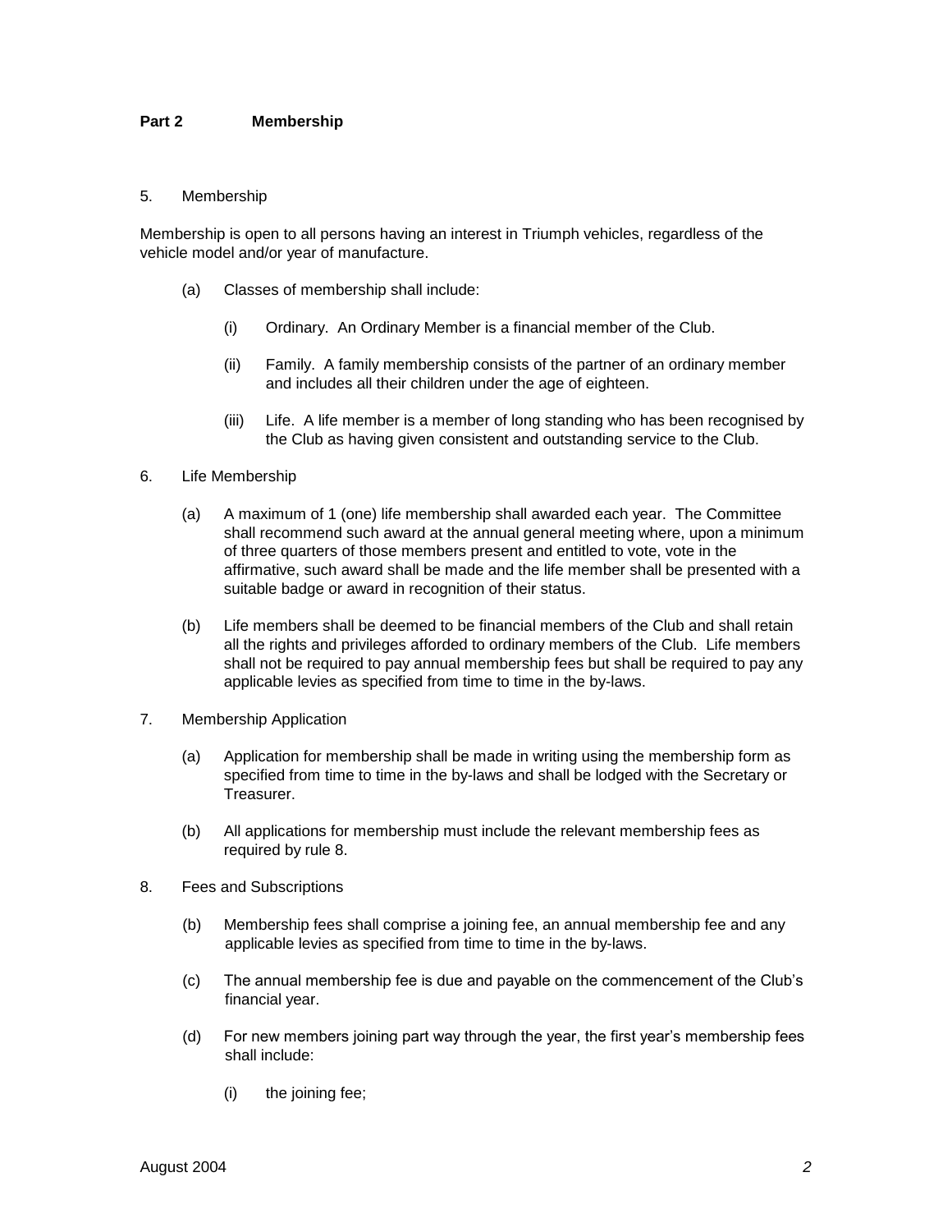## Part 2 Membership

5. Membership

Membership is open to all persons having an interest in Triumph vehicles, regardless of the vehicle model and/or year of manufacture.

(a) Classes of membership shall include:

(i) Ordinary. An Ordinary Member is a financial member of the Club.

(ii) Family. A family membership consists of the partner of an ordinary member and includes all their children under the age of eighteen.

(iii) Life. A life member is a member of long standing who has been recognised by the Club as having given consistent and outstanding service to the Club.

6. Life Membership

(a) A maximum of 1 (one) life membership shall awarded each year. The Committee shall recommend such award at the annual general meeting where, upon a minimum of three quarters of those members present and entitled to vote, vote in the affirmative, such award shall be made and the life member shall be presented with a suitable badge or award in recognition of their status.

(b) Life members shall be deemed to be financial members of the Club and shall retain all the rights and privileges afforded to ordinary members of the Club. Life members shall not be required to pay annual membership fees but shall be required to pay any applicable levies as specified from time to time in the by-laws.

7. Membership Application

(a) Application for membership shall be made in writing using the membership form as specified from time to time in the by-laws and shall be lodged with the Secretary or Treasurer.

(b) All applications for membership must include the relevant membership fees as required by rule 8.

8. Fees and Subscriptions

(b) Membership fees shall comprise a joining fee, an annual membership fee and any applicable levies as specified from time to time in the by-laws.

(c) The annual membership fee is due and payable on the commencement of the Club's financial year.

(d) For new members joining part way through the year, the first year's membership fees shall include:

(i) the joining fee;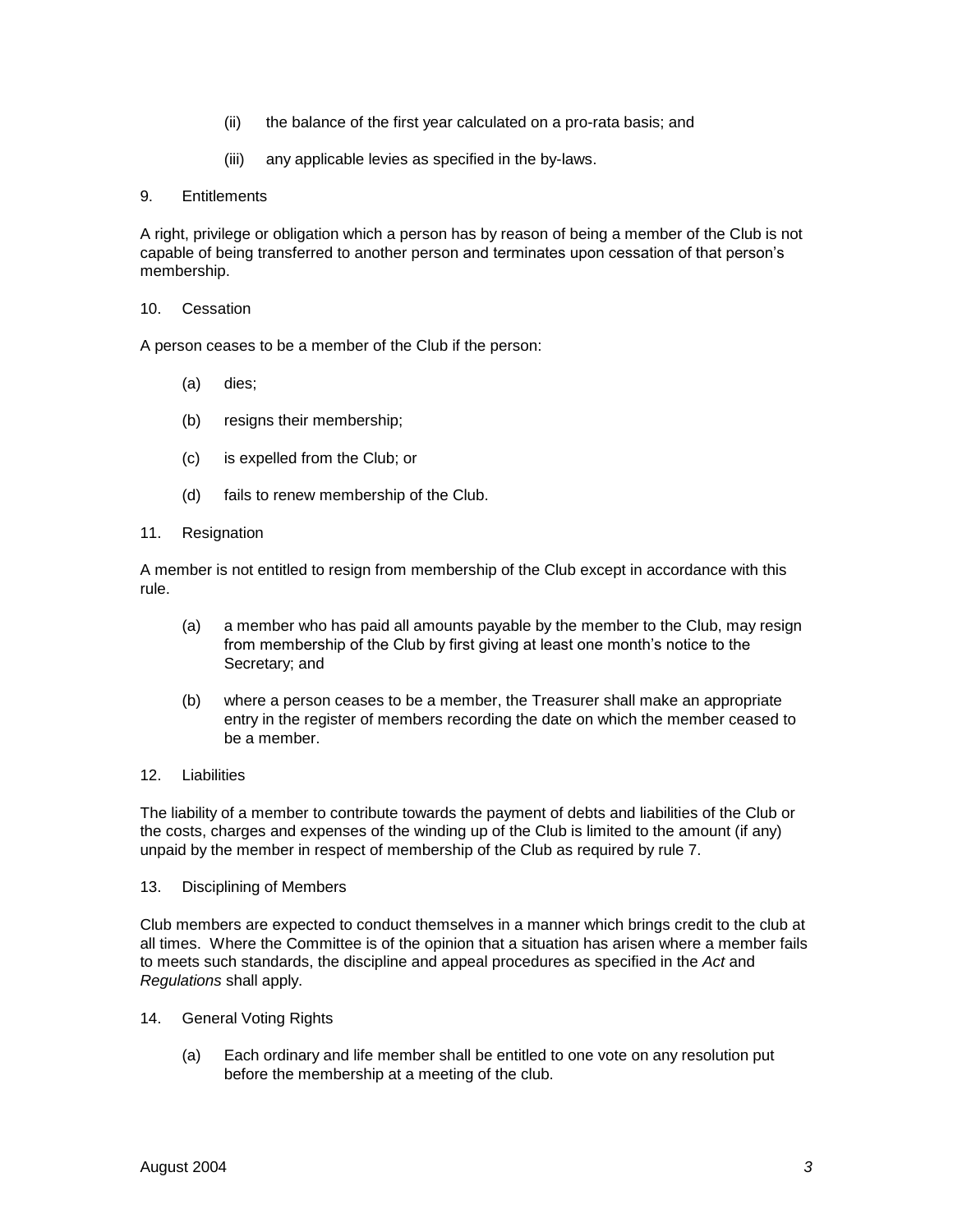(ii) the balance of the first year calculated on a pro-rata basis; and

(iii) any applicable levies as specified in the by-laws.

9. Entitlements

A right, privilege or obligation which a person has by reason of being a member of the Club is not capable of being transferred to another person and terminates upon cessation of that person's membership.

10. Cessation

A person ceases to be a member of the Club if the person:

(a) dies;

(b) resigns their membership;

(c) is expelled from the Club; or

(d) fails to renew membership of the Club.

11. Resignation

A member is not entitled to resign from membership of the Club except in accordance with this rule.

(a) a member who has paid all amounts payable by the member to the Club, may resign from membership of the Club by first giving at least one month's notice to the Secretary; and

(b) where a person ceases to be a member, the Treasurer shall make an appropriate entry in the register of members recording the date on which the member ceased to be a member.

12. Liabilities

The liability of a member to contribute towards the payment of debts and liabilities of the Club or the costs, charges and expenses of the winding up of the Club is limited to the amount (if any) unpaid by the member in respect of membership of the Club as required by rule 7.

13. Disciplining of Members

Club members are expected to conduct themselves in a manner which brings credit to the club at all times. Where the Committee is of the opinion that a situation has arisen where a member fails to meets such standards, the discipline and appeal procedures as specified in the *Act* and *Regulations* shall apply.

14. General Voting Rights

(a) Each ordinary and life member shall be entitled to one vote on any resolution put before the membership at a meeting of the club.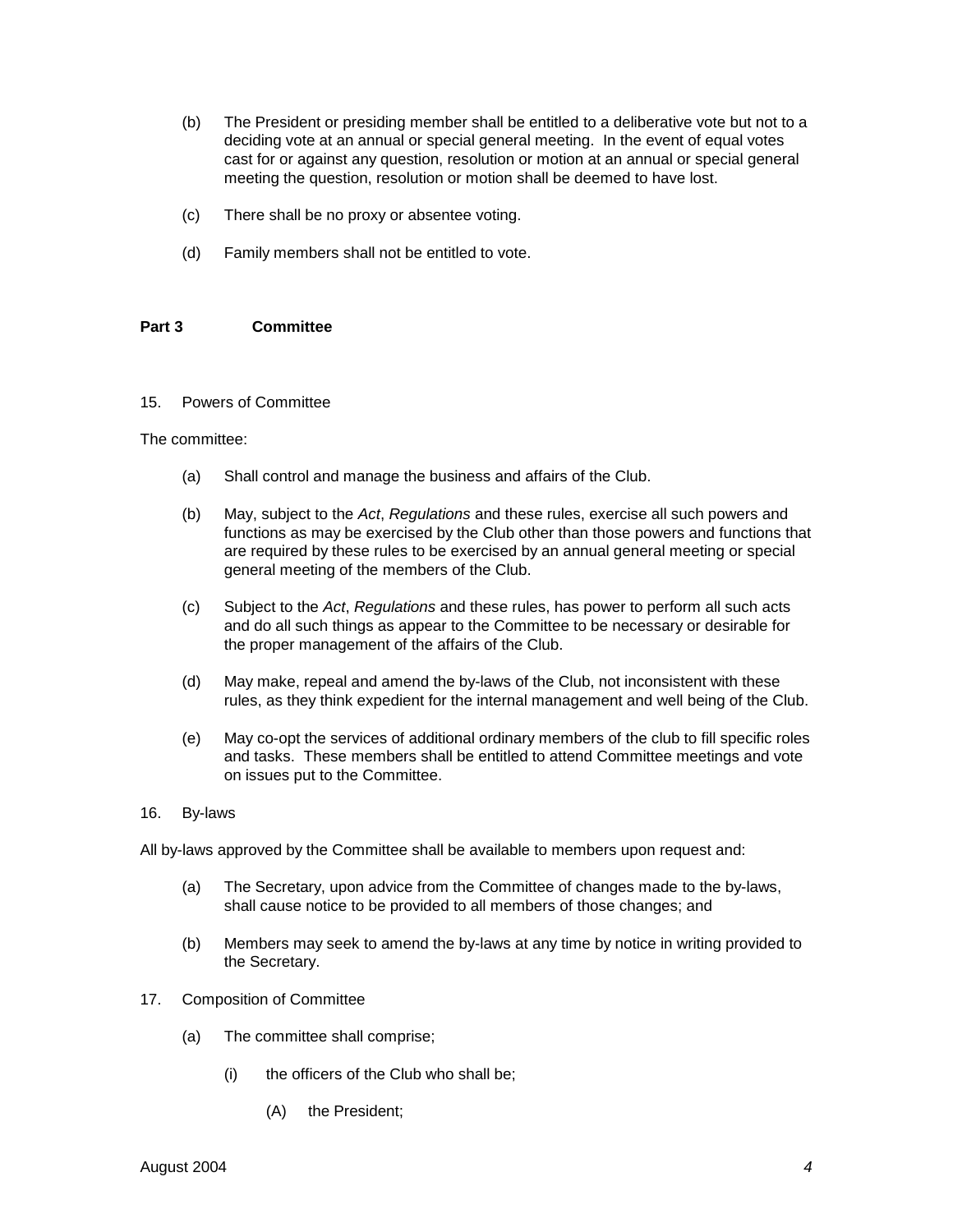(b) The President or presiding member shall be entitled to a deliberative vote but not to a deciding vote at an annual or special general meeting. In the event of equal votes cast for or against any question, resolution or motion at an annual or special general meeting the question, resolution or motion shall be deemed to have lost.

(c) There shall be no proxy or absentee voting.

(d) Family members shall not be entitled to vote.

## Part 3 Committee

15. Powers of Committee

The committee:

(a) Shall control and manage the business and affairs of the Club.

(b) May, subject to the *Act*, *Regulations* and these rules, exercise all such powers and functions as may be exercised by the Club other than those powers and functions that are required by these rules to be exercised by an annual general meeting or special general meeting of the members of the Club.

(c) Subject to the *Act*, *Regulations* and these rules, has power to perform all such acts and do all such things as appear to the Committee to be necessary or desirable for the proper management of the affairs of the Club.

(d) May make, repeal and amend the by-laws of the Club, not inconsistent with these rules, as they think expedient for the internal management and well being of the Club.

(e) May co-opt the services of additional ordinary members of the club to fill specific roles and tasks. These members shall be entitled to attend Committee meetings and vote on issues put to the Committee.

16. By-laws

All by-laws approved by the Committee shall be available to members upon request and:

(a) The Secretary, upon advice from the Committee of changes made to the by-laws, shall cause notice to be provided to all members of those changes; and

(b) Members may seek to amend the by-laws at any time by notice in writing provided to the Secretary.

17. Composition of Committee

(a) The committee shall comprise;

(i) the officers of the Club who shall be;

(A) the President;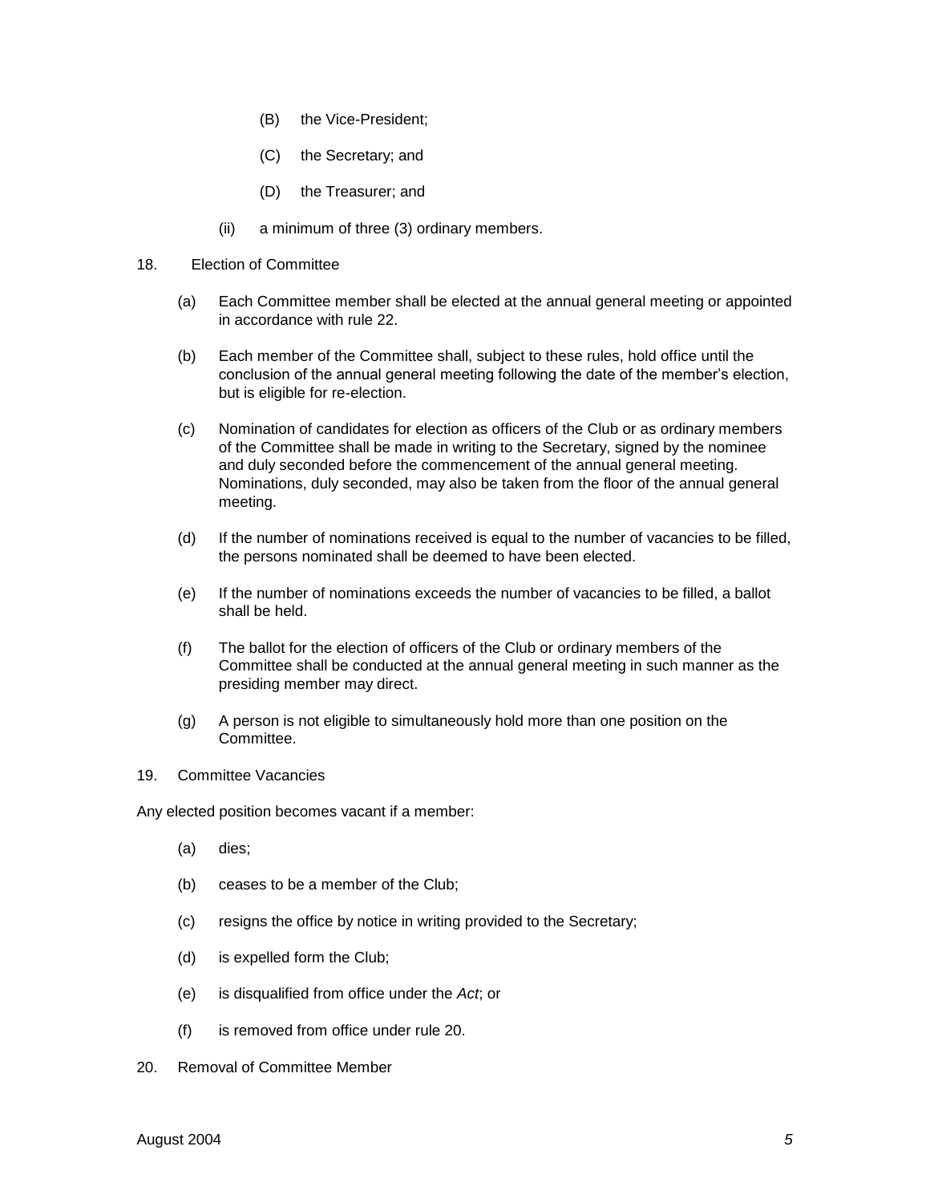(B) the Vice-President;

(C) the Secretary; and

(D) the Treasurer; and

(ii) a minimum of three (3) ordinary members.

18. Election of Committee

(a) Each Committee member shall be elected at the annual general meeting or appointed in accordance with rule 22.

(b) Each member of the Committee shall, subject to these rules, hold office until the conclusion of the annual general meeting following the date of the member's election, but is eligible for re-election.

(c) Nomination of candidates for election as officers of the Club or as ordinary members of the Committee shall be made in writing to the Secretary, signed by the nominee and duly seconded before the commencement of the annual general meeting. Nominations, duly seconded, may also be taken from the floor of the annual general meeting.

(d) If the number of nominations received is equal to the number of vacancies to be filled, the persons nominated shall be deemed to have been elected.

(e) If the number of nominations exceeds the number of vacancies to be filled, a ballot shall be held.

(f) The ballot for the election of officers of the Club or ordinary members of the Committee shall be conducted at the annual general meeting in such manner as the presiding member may direct.

(g) A person is not eligible to simultaneously hold more than one position on the Committee.

19. Committee Vacancies

Any elected position becomes vacant if a member:

(a) dies;

(b) ceases to be a member of the Club;

(c) resigns the office by notice in writing provided to the Secretary;

(d) is expelled form the Club;

(e) is disqualified from office under the *Act*; or

(f) is removed from office under rule 20.

20. Removal of Committee Member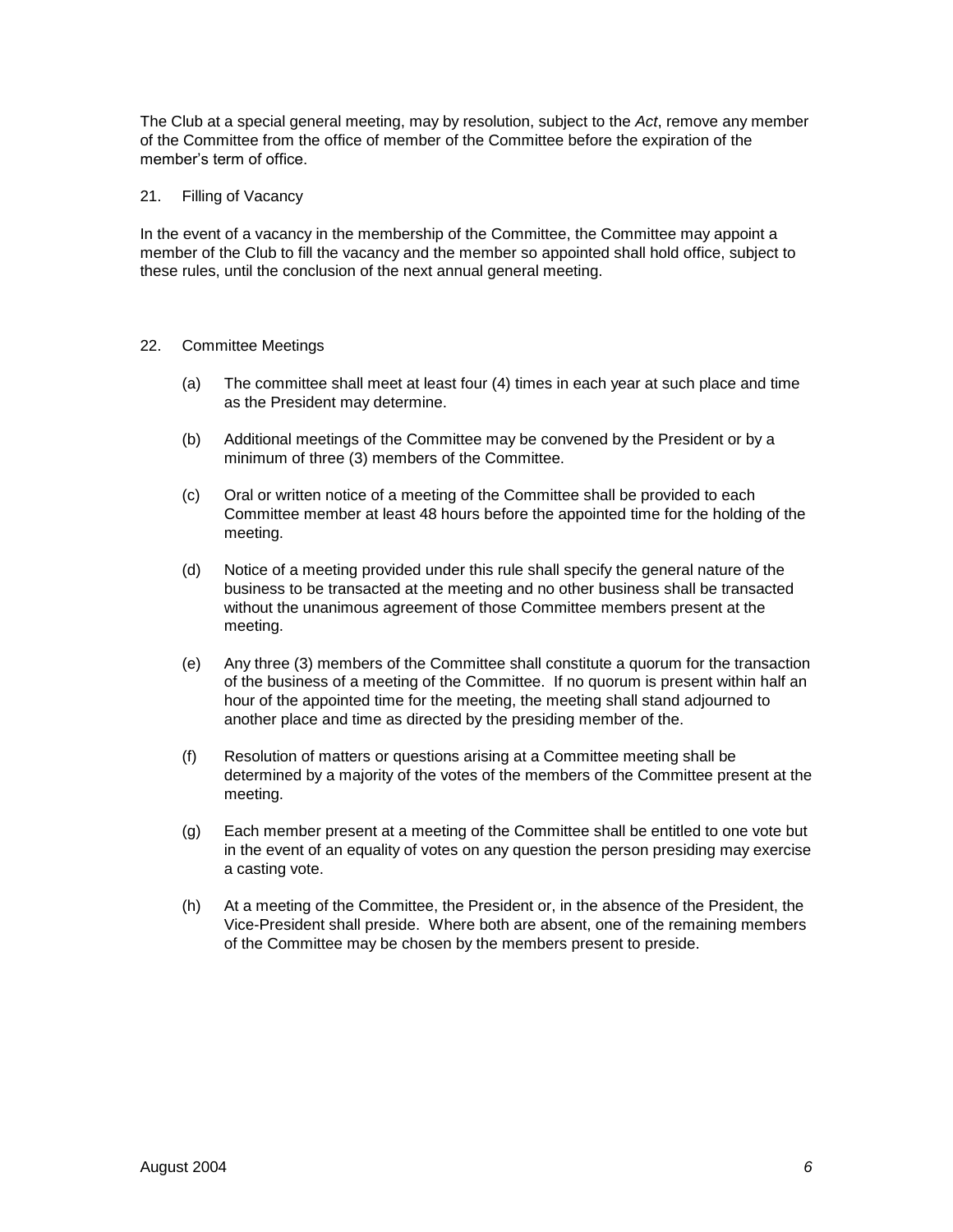The Club at a special general meeting, may by resolution, subject to the *Act*, remove any member of the Committee from the office of member of the Committee before the expiration of the member's term of office.

## 21. Filling of Vacancy

In the event of a vacancy in the membership of the Committee, the Committee may appoint a member of the Club to fill the vacancy and the member so appointed shall hold office, subject to these rules, until the conclusion of the next annual general meeting.

## 22. Committee Meetings

(a) The committee shall meet at least four (4) times in each year at such place and time as the President may determine.

(b) Additional meetings of the Committee may be convened by the President or by a minimum of three (3) members of the Committee.

(c) Oral or written notice of a meeting of the Committee shall be provided to each Committee member at least 48 hours before the appointed time for the holding of the meeting.

(d) Notice of a meeting provided under this rule shall specify the general nature of the business to be transacted at the meeting and no other business shall be transacted without the unanimous agreement of those Committee members present at the meeting.

(e) Any three (3) members of the Committee shall constitute a quorum for the transaction of the business of a meeting of the Committee. If no quorum is present within half an hour of the appointed time for the meeting, the meeting shall stand adjourned to another place and time as directed by the presiding member of the.

(f) Resolution of matters or questions arising at a Committee meeting shall be determined by a majority of the votes of the members of the Committee present at the meeting.

(g) Each member present at a meeting of the Committee shall be entitled to one vote but in the event of an equality of votes on any question the person presiding may exercise a casting vote.

(h) At a meeting of the Committee, the President or, in the absence of the President, the Vice-President shall preside. Where both are absent, one of the remaining members of the Committee may be chosen by the members present to preside.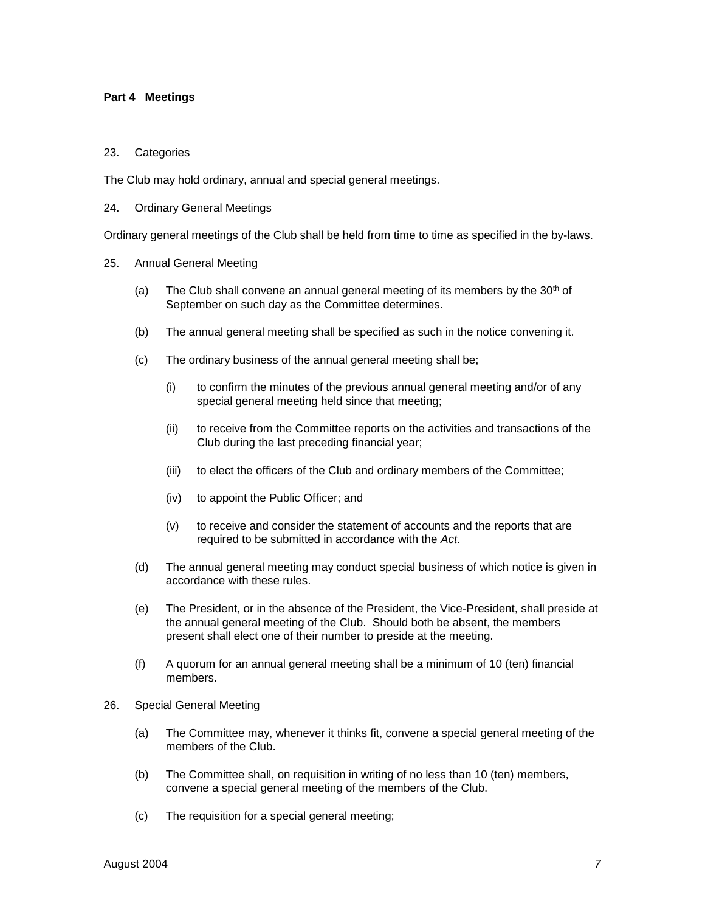**Part 4 Meetings**

23. Categories

The Club may hold ordinary, annual and special general meetings.

24. Ordinary General Meetings

Ordinary general meetings of the Club shall be held from time to time as specified in the by-laws.

25. Annual General Meeting

(a) The Club shall convene an annual general meeting of its members by the 30th of September on such day as the Committee determines.

(b) The annual general meeting shall be specified as such in the notice convening it.

(c) The ordinary business of the annual general meeting shall be;

(i) to confirm the minutes of the previous annual general meeting and/or of any special general meeting held since that meeting;

(ii) to receive from the Committee reports on the activities and transactions of the Club during the last preceding financial year;

(iii) to elect the officers of the Club and ordinary members of the Committee;

(iv) to appoint the Public Officer; and

(v) to receive and consider the statement of accounts and the reports that are required to be submitted in accordance with the *Act*.

(d) The annual general meeting may conduct special business of which notice is given in accordance with these rules.

(e) The President, or in the absence of the President, the Vice-President, shall preside at the annual general meeting of the Club. Should both be absent, the members present shall elect one of their number to preside at the meeting.

(f) A quorum for an annual general meeting shall be a minimum of 10 (ten) financial members.

26. Special General Meeting

(a) The Committee may, whenever it thinks fit, convene a special general meeting of the members of the Club.

(b) The Committee shall, on requisition in writing of no less than 10 (ten) members, convene a special general meeting of the members of the Club.

(c) The requisition for a special general meeting;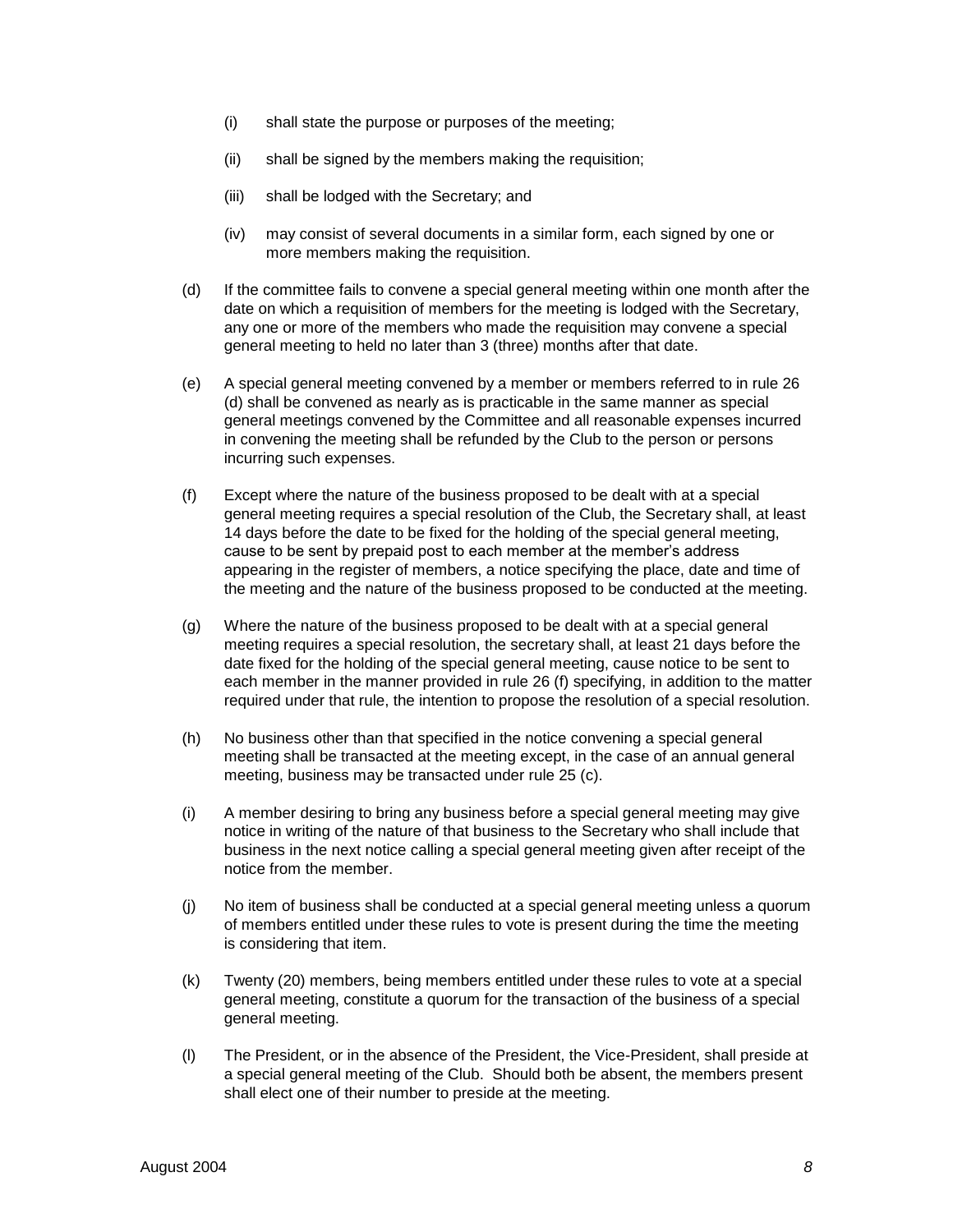(i) shall state the purpose or purposes of the meeting;

(ii) shall be signed by the members making the requisition;

(iii) shall be lodged with the Secretary; and

(iv) may consist of several documents in a similar form, each signed by one or more members making the requisition.

(d) If the committee fails to convene a special general meeting within one month after the date on which a requisition of members for the meeting is lodged with the Secretary, any one or more of the members who made the requisition may convene a special general meeting to held no later than 3 (three) months after that date.

(e) A special general meeting convened by a member or members referred to in rule 26 (d) shall be convened as nearly as is practicable in the same manner as special general meetings convened by the Committee and all reasonable expenses incurred in convening the meeting shall be refunded by the Club to the person or persons incurring such expenses.

(f) Except where the nature of the business proposed to be dealt with at a special general meeting requires a special resolution of the Club, the Secretary shall, at least 14 days before the date to be fixed for the holding of the special general meeting, cause to be sent by prepaid post to each member at the member's address appearing in the register of members, a notice specifying the place, date and time of the meeting and the nature of the business proposed to be conducted at the meeting.

(g) Where the nature of the business proposed to be dealt with at a special general meeting requires a special resolution, the secretary shall, at least 21 days before the date fixed for the holding of the special general meeting, cause notice to be sent to each member in the manner provided in rule 26 (f) specifying, in addition to the matter required under that rule, the intention to propose the resolution of a special resolution.

(h) No business other than that specified in the notice convening a special general meeting shall be transacted at the meeting except, in the case of an annual general meeting, business may be transacted under rule 25 (c).

(i) A member desiring to bring any business before a special general meeting may give notice in writing of the nature of that business to the Secretary who shall include that business in the next notice calling a special general meeting given after receipt of the notice from the member.

(j) No item of business shall be conducted at a special general meeting unless a quorum of members entitled under these rules to vote is present during the time the meeting is considering that item.

(k) Twenty (20) members, being members entitled under these rules to vote at a special general meeting, constitute a quorum for the transaction of the business of a special general meeting.

(l) The President, or in the absence of the President, the Vice-President, shall preside at a special general meeting of the Club. Should both be absent, the members present shall elect one of their number to preside at the meeting.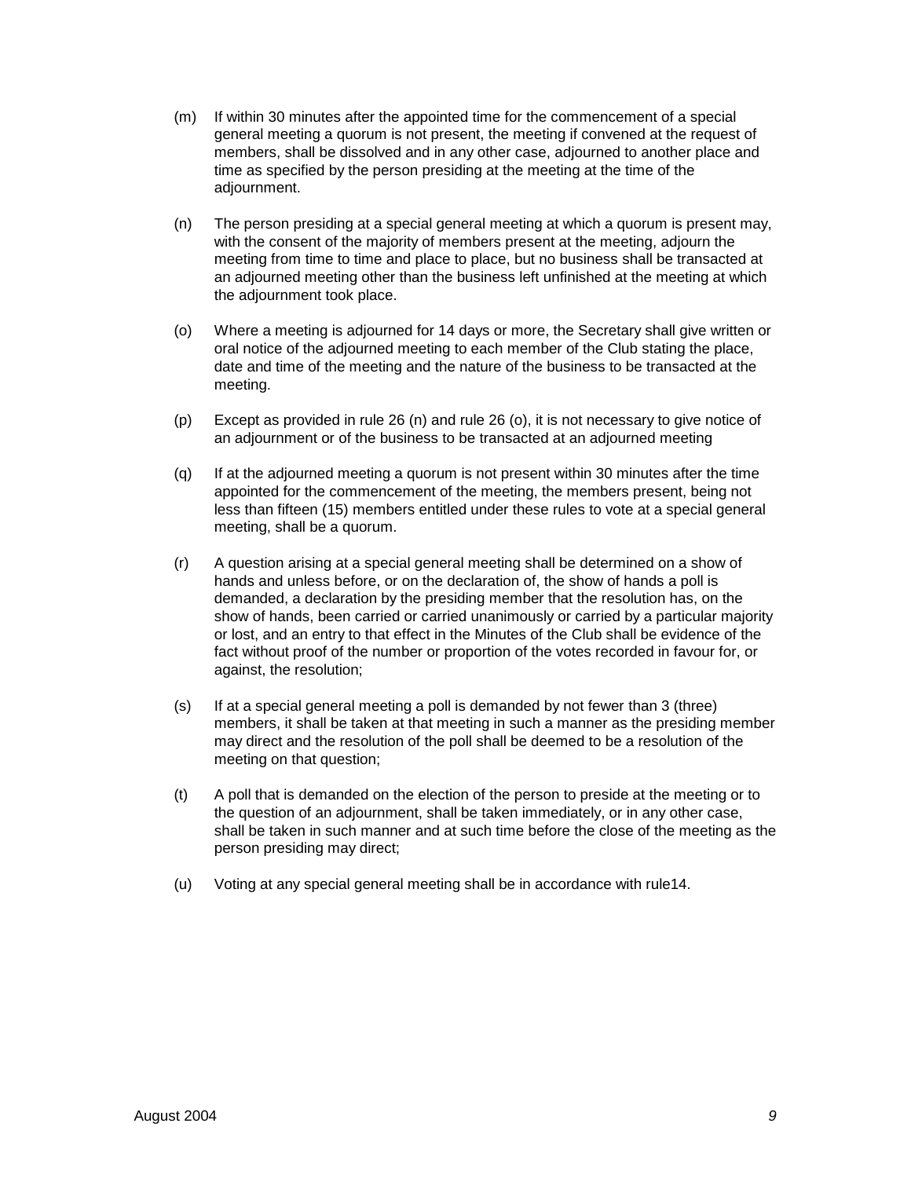(m) If within 30 minutes after the appointed time for the commencement of a special general meeting a quorum is not present, the meeting if convened at the request of members, shall be dissolved and in any other case, adjourned to another place and time as specified by the person presiding at the meeting at the time of the adjournment.

(n) The person presiding at a special general meeting at which a quorum is present may, with the consent of the majority of members present at the meeting, adjourn the meeting from time to time and place to place, but no business shall be transacted at an adjourned meeting other than the business left unfinished at the meeting at which the adjournment took place.

(o) Where a meeting is adjourned for 14 days or more, the Secretary shall give written or oral notice of the adjourned meeting to each member of the Club stating the place, date and time of the meeting and the nature of the business to be transacted at the meeting.

(p) Except as provided in rule 26 (n) and rule 26 (o), it is not necessary to give notice of an adjournment or of the business to be transacted at an adjourned meeting

(q) If at the adjourned meeting a quorum is not present within 30 minutes after the time appointed for the commencement of the meeting, the members present, being not less than fifteen (15) members entitled under these rules to vote at a special general meeting, shall be a quorum.

(r) A question arising at a special general meeting shall be determined on a show of hands and unless before, or on the declaration of, the show of hands a poll is demanded, a declaration by the presiding member that the resolution has, on the show of hands, been carried or carried unanimously or carried by a particular majority or lost, and an entry to that effect in the Minutes of the Club shall be evidence of the fact without proof of the number or proportion of the votes recorded in favour for, or against, the resolution;

(s) If at a special general meeting a poll is demanded by not fewer than 3 (three) members, it shall be taken at that meeting in such a manner as the presiding member may direct and the resolution of the poll shall be deemed to be a resolution of the meeting on that question;

(t) A poll that is demanded on the election of the person to preside at the meeting or to the question of an adjournment, shall be taken immediately, or in any other case, shall be taken in such manner and at such time before the close of the meeting as the person presiding may direct;

(u) Voting at any special general meeting shall be in accordance with rule14.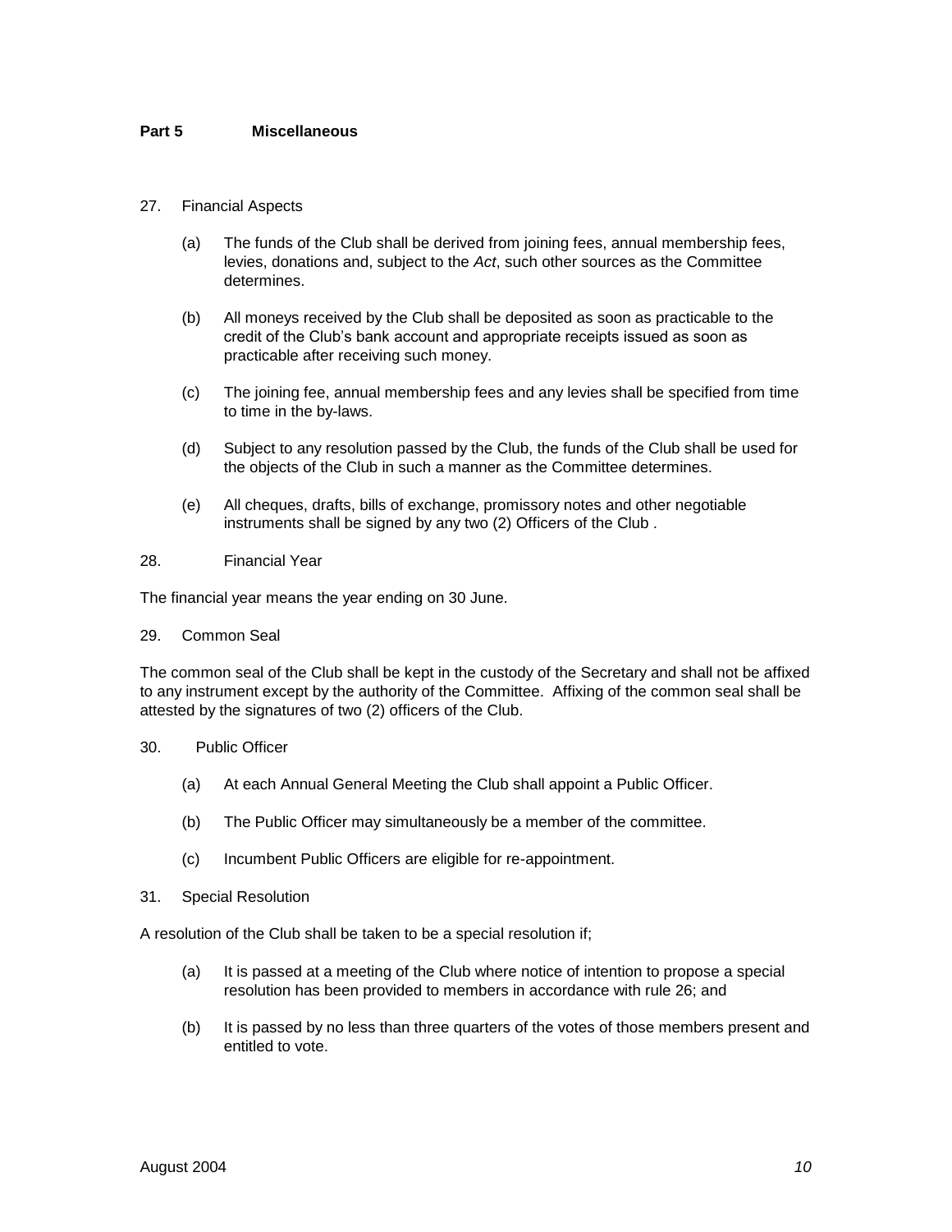## Part 5 Miscellaneous

27. Financial Aspects

    (a) The funds of the Club shall be derived from joining fees, annual membership fees, levies, donations and, subject to the *Act*, such other sources as the Committee determines.

    (b) All moneys received by the Club shall be deposited as soon as practicable to the credit of the Club's bank account and appropriate receipts issued as soon as practicable after receiving such money.

    (c) The joining fee, annual membership fees and any levies shall be specified from time to time in the by-laws.

    (d) Subject to any resolution passed by the Club, the funds of the Club shall be used for the objects of the Club in such a manner as the Committee determines.

    (e) All cheques, drafts, bills of exchange, promissory notes and other negotiable instruments shall be signed by any two (2) Officers of the Club .

28. Financial Year

The financial year means the year ending on 30 June.

29. Common Seal

The common seal of the Club shall be kept in the custody of the Secretary and shall not be affixed to any instrument except by the authority of the Committee. Affixing of the common seal shall be attested by the signatures of two (2) officers of the Club.

30. Public Officer

    (a) At each Annual General Meeting the Club shall appoint a Public Officer.

    (b) The Public Officer may simultaneously be a member of the committee.

    (c) Incumbent Public Officers are eligible for re-appointment.

31. Special Resolution

A resolution of the Club shall be taken to be a special resolution if;

    (a) It is passed at a meeting of the Club where notice of intention to propose a special resolution has been provided to members in accordance with rule 26; and

    (b) It is passed by no less than three quarters of the votes of those members present and entitled to vote.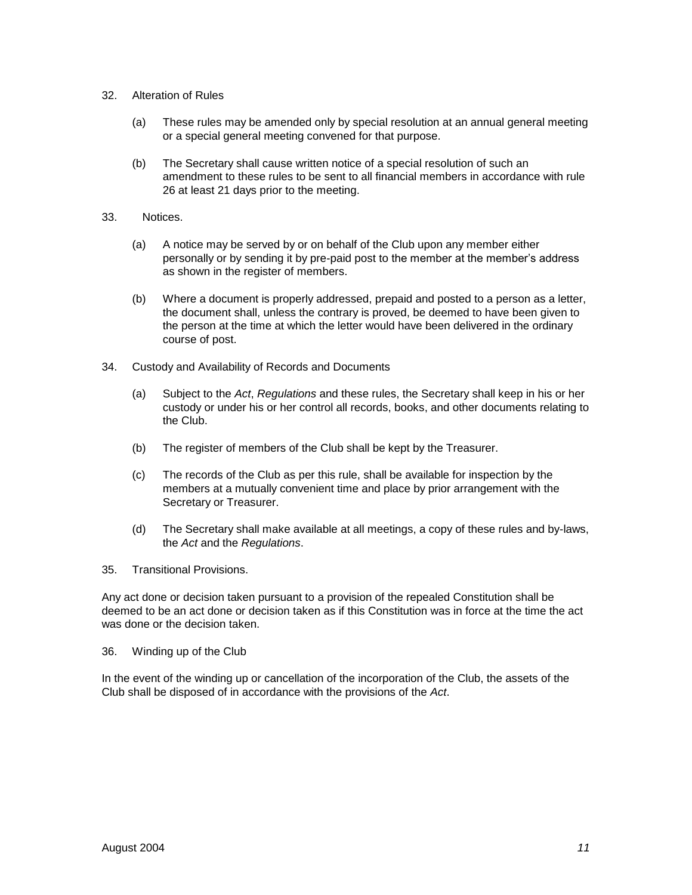32. Alteration of Rules

    (a) These rules may be amended only by special resolution at an annual general meeting or a special general meeting convened for that purpose.

    (b) The Secretary shall cause written notice of a special resolution of such an amendment to these rules to be sent to all financial members in accordance with rule 26 at least 21 days prior to the meeting.

33. Notices.

    (a) A notice may be served by or on behalf of the Club upon any member either personally or by sending it by pre-paid post to the member at the member's address as shown in the register of members.

    (b) Where a document is properly addressed, prepaid and posted to a person as a letter, the document shall, unless the contrary is proved, be deemed to have been given to the person at the time at which the letter would have been delivered in the ordinary course of post.

34. Custody and Availability of Records and Documents

    (a) Subject to the *Act*, *Regulations* and these rules, the Secretary shall keep in his or her custody or under his or her control all records, books, and other documents relating to the Club.

    (b) The register of members of the Club shall be kept by the Treasurer.

    (c) The records of the Club as per this rule, shall be available for inspection by the members at a mutually convenient time and place by prior arrangement with the Secretary or Treasurer.

    (d) The Secretary shall make available at all meetings, a copy of these rules and by-laws, the *Act* and the *Regulations*.

35. Transitional Provisions.

Any act done or decision taken pursuant to a provision of the repealed Constitution shall be deemed to be an act done or decision taken as if this Constitution was in force at the time the act was done or the decision taken.

36. Winding up of the Club

In the event of the winding up or cancellation of the incorporation of the Club, the assets of the Club shall be disposed of in accordance with the provisions of the *Act*.